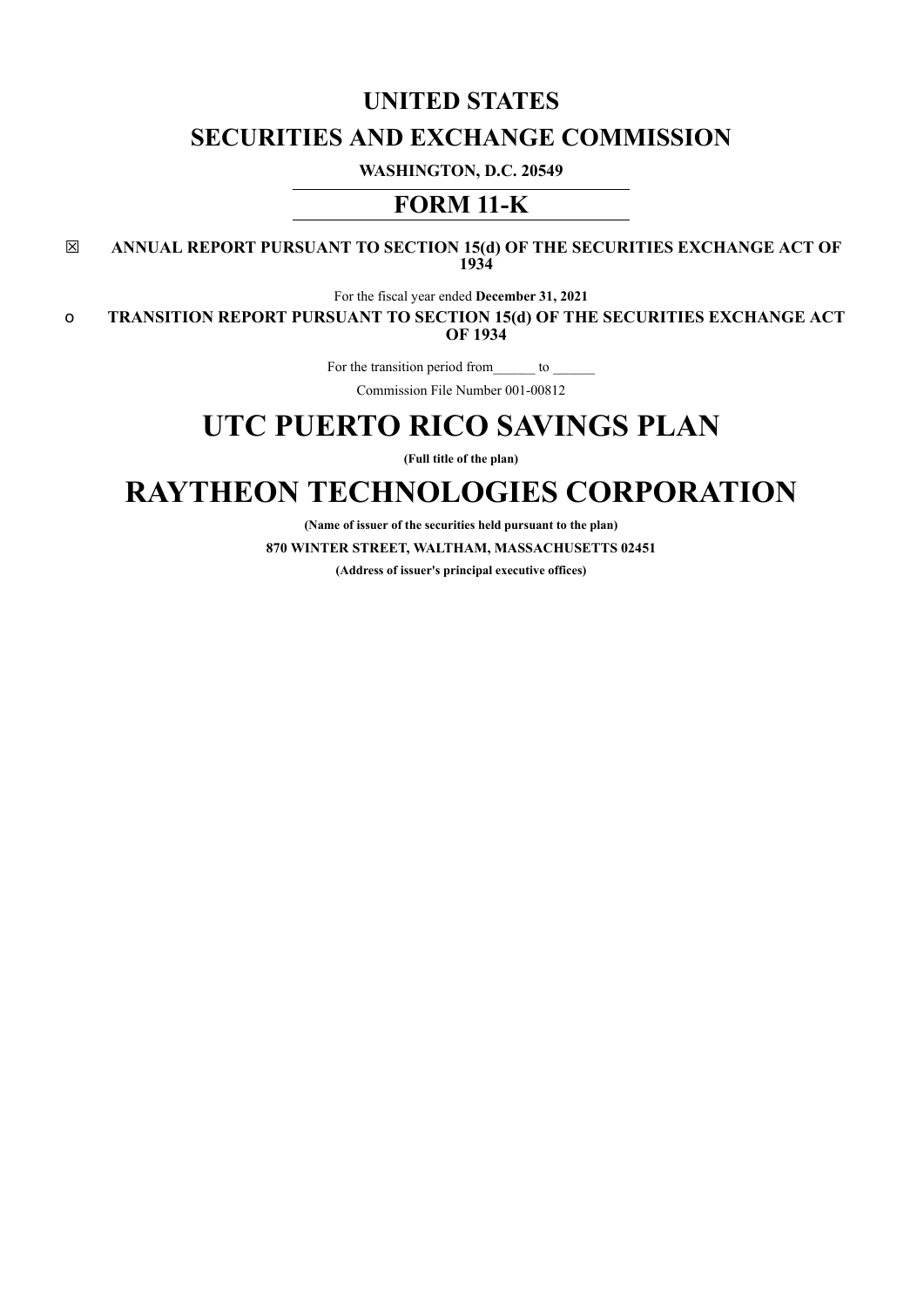# UNITED STATES

# SECURITIES AND EXCHANGE COMMISSION

**WASHINGTON, D.C. 20549**

## FORM 11-K

☒ **ANNUAL REPORT PURSUANT TO SECTION 15(d) OF THE SECURITIES EXCHANGE ACT OF 1934**

For the fiscal year ended **December 31, 2021**

o **TRANSITION REPORT PURSUANT TO SECTION 15(d) OF THE SECURITIES EXCHANGE ACT OF 1934**

For the transition period from______ to ______

Commission File Number 001-00812

# UTC PUERTO RICO SAVINGS PLAN

**(Full title of the plan)**

# RAYTHEON TECHNOLOGIES CORPORATION

**(Name of issuer of the securities held pursuant to the plan)**

**870 WINTER STREET, WALTHAM, MASSACHUSETTS 02451**

**(Address of issuer's principal executive offices)**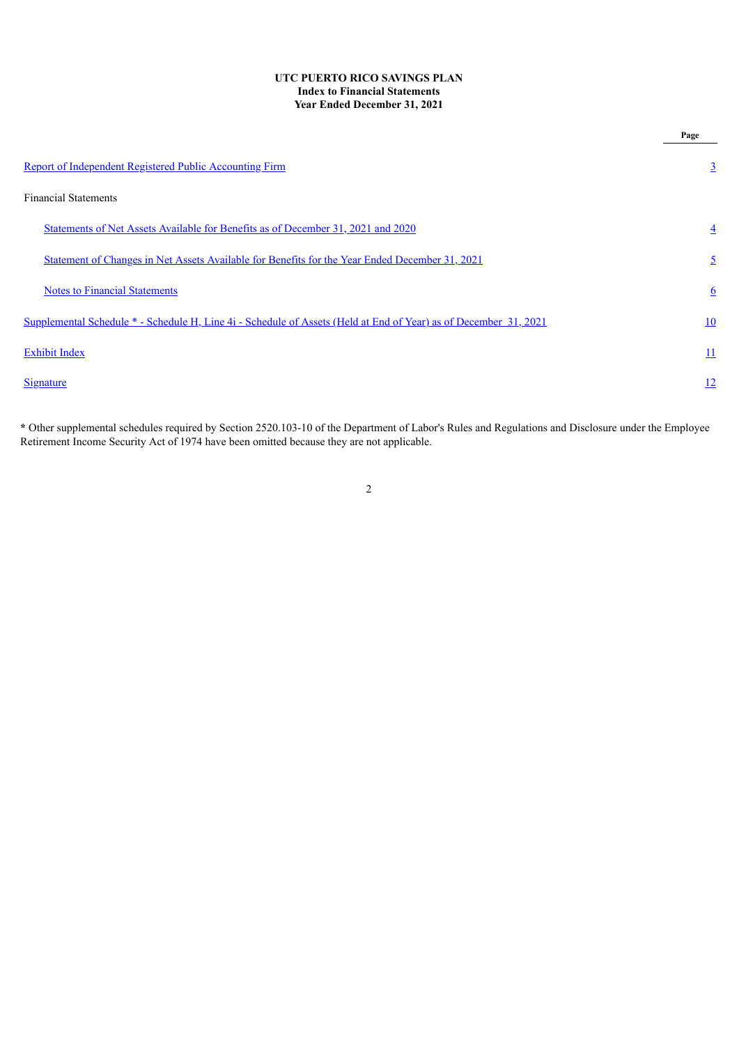**UTC PUERTO RICO SAVINGS PLAN**
**Index to Financial Statements**
**Year Ended December 31, 2021**

| | Page |
|---|---|
| Report of Independent Registered Public Accounting Firm | 3 |
| Financial Statements | |
| Statements of Net Assets Available for Benefits as of December 31, 2021 and 2020 | 4 |
| Statement of Changes in Net Assets Available for Benefits for the Year Ended December 31, 2021 | 5 |
| Notes to Financial Statements | 6 |
| Supplemental Schedule * - Schedule H, Line 4i - Schedule of Assets (Held at End of Year) as of December 31, 2021 | 10 |
| Exhibit Index | 11 |
| Signature | 12 |

**\*** Other supplemental schedules required by Section 2520.103-10 of the Department of Labor's Rules and Regulations and Disclosure under the Employee Retirement Income Security Act of 1974 have been omitted because they are not applicable.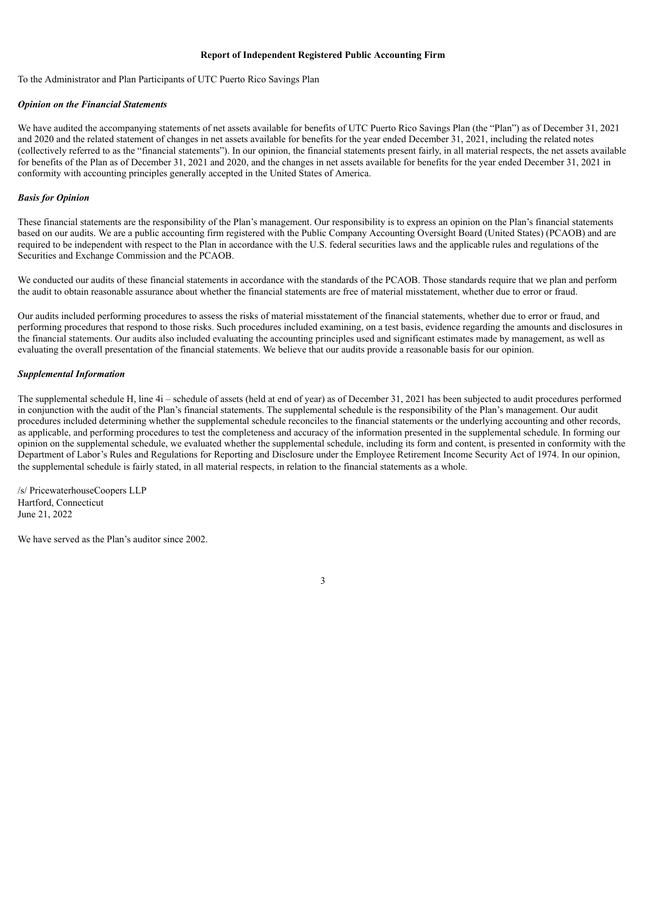**Report of Independent Registered Public Accounting Firm**

To the Administrator and Plan Participants of UTC Puerto Rico Savings Plan

***Opinion on the Financial Statements***

We have audited the accompanying statements of net assets available for benefits of UTC Puerto Rico Savings Plan (the "Plan") as of December 31, 2021 and 2020 and the related statement of changes in net assets available for benefits for the year ended December 31, 2021, including the related notes (collectively referred to as the "financial statements"). In our opinion, the financial statements present fairly, in all material respects, the net assets available for benefits of the Plan as of December 31, 2021 and 2020, and the changes in net assets available for benefits for the year ended December 31, 2021 in conformity with accounting principles generally accepted in the United States of America.

***Basis for Opinion***

These financial statements are the responsibility of the Plan's management. Our responsibility is to express an opinion on the Plan's financial statements based on our audits. We are a public accounting firm registered with the Public Company Accounting Oversight Board (United States) (PCAOB) and are required to be independent with respect to the Plan in accordance with the U.S. federal securities laws and the applicable rules and regulations of the Securities and Exchange Commission and the PCAOB.

We conducted our audits of these financial statements in accordance with the standards of the PCAOB. Those standards require that we plan and perform the audit to obtain reasonable assurance about whether the financial statements are free of material misstatement, whether due to error or fraud.

Our audits included performing procedures to assess the risks of material misstatement of the financial statements, whether due to error or fraud, and performing procedures that respond to those risks. Such procedures included examining, on a test basis, evidence regarding the amounts and disclosures in the financial statements. Our audits also included evaluating the accounting principles used and significant estimates made by management, as well as evaluating the overall presentation of the financial statements. We believe that our audits provide a reasonable basis for our opinion.

***Supplemental Information***

The supplemental schedule H, line 4i – schedule of assets (held at end of year) as of December 31, 2021 has been subjected to audit procedures performed in conjunction with the audit of the Plan's financial statements. The supplemental schedule is the responsibility of the Plan's management. Our audit procedures included determining whether the supplemental schedule reconciles to the financial statements or the underlying accounting and other records, as applicable, and performing procedures to test the completeness and accuracy of the information presented in the supplemental schedule. In forming our opinion on the supplemental schedule, we evaluated whether the supplemental schedule, including its form and content, is presented in conformity with the Department of Labor's Rules and Regulations for Reporting and Disclosure under the Employee Retirement Income Security Act of 1974. In our opinion, the supplemental schedule is fairly stated, in all material respects, in relation to the financial statements as a whole.

/s/ PricewaterhouseCoopers LLP
Hartford, Connecticut
June 21, 2022

We have served as the Plan's auditor since 2002.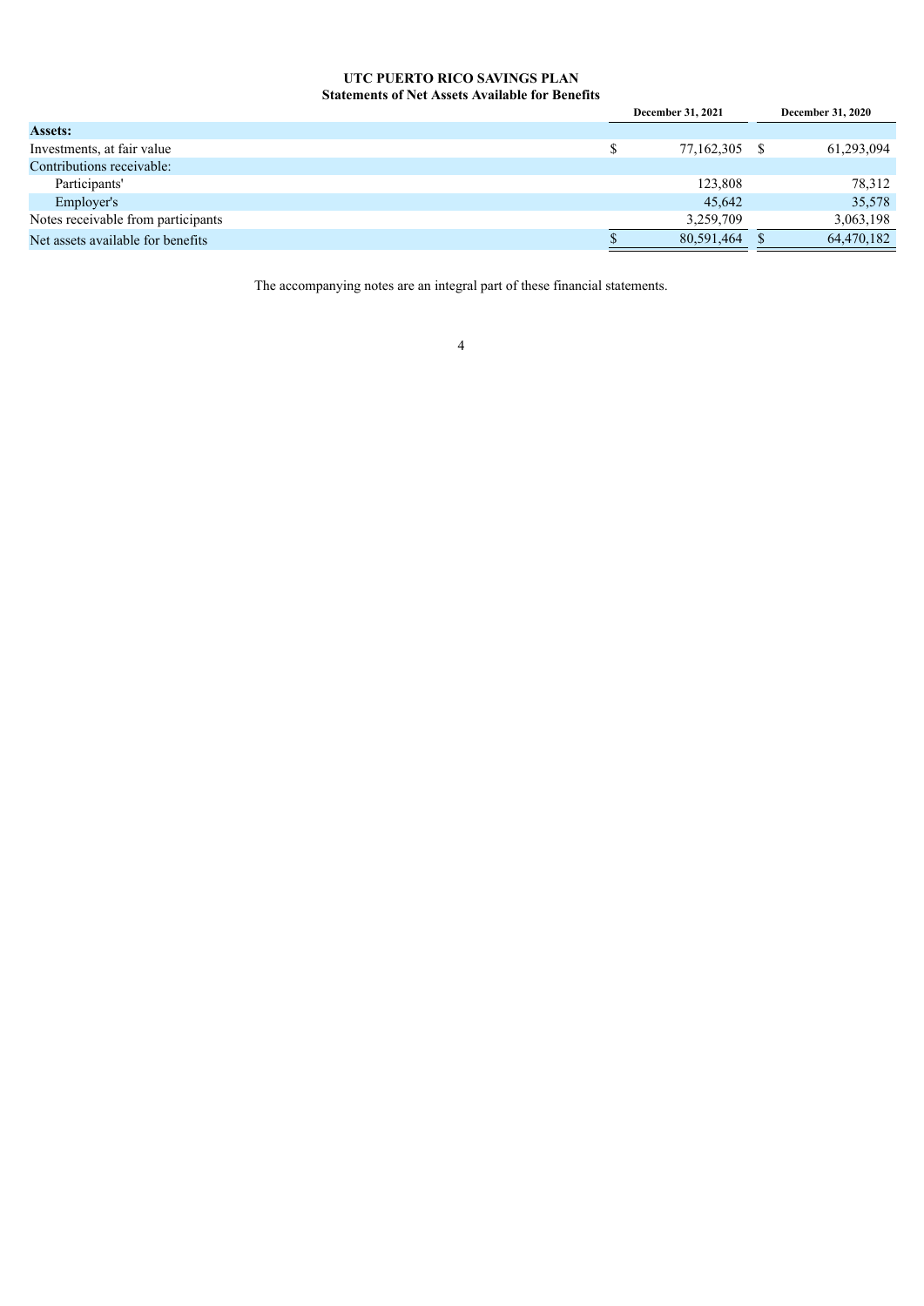# UTC PUERTO RICO SAVINGS PLAN

## Statements of Net Assets Available for Benefits

| | December 31, 2021 | December 31, 2020 |
|---|---|---|
| **Assets:** | | |
| Investments, at fair value | $ 77,162,305 | $ 61,293,094 |
| Contributions receivable: | | |
| Participants' | 123,808 | 78,312 |
| Employer's | 45,642 | 35,578 |
| Notes receivable from participants | 3,259,709 | 3,063,198 |
| Net assets available for benefits | $ 80,591,464 | $ 64,470,182 |

The accompanying notes are an integral part of these financial statements.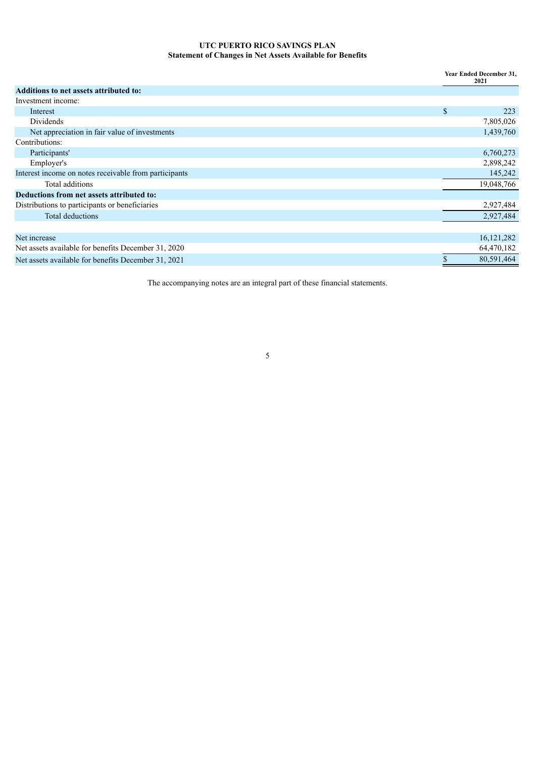# UTC PUERTO RICO SAVINGS PLAN

## Statement of Changes in Net Assets Available for Benefits

| | Year Ended December 31, 2021 |
|---|---|
| **Additions to net assets attributed to:** | |
| Investment income: | |
| Interest | $ 223 |
| Dividends | 7,805,026 |
| Net appreciation in fair value of investments | 1,439,760 |
| Contributions: | |
| Participants' | 6,760,273 |
| Employer's | 2,898,242 |
| Interest income on notes receivable from participants | 145,242 |
| Total additions | 19,048,766 |
| **Deductions from net assets attributed to:** | |
| Distributions to participants or beneficiaries | 2,927,484 |
| Total deductions | 2,927,484 |
| | |
| Net increase | 16,121,282 |
| Net assets available for benefits December 31, 2020 | 64,470,182 |
| Net assets available for benefits December 31, 2021 | $ 80,591,464 |

The accompanying notes are an integral part of these financial statements.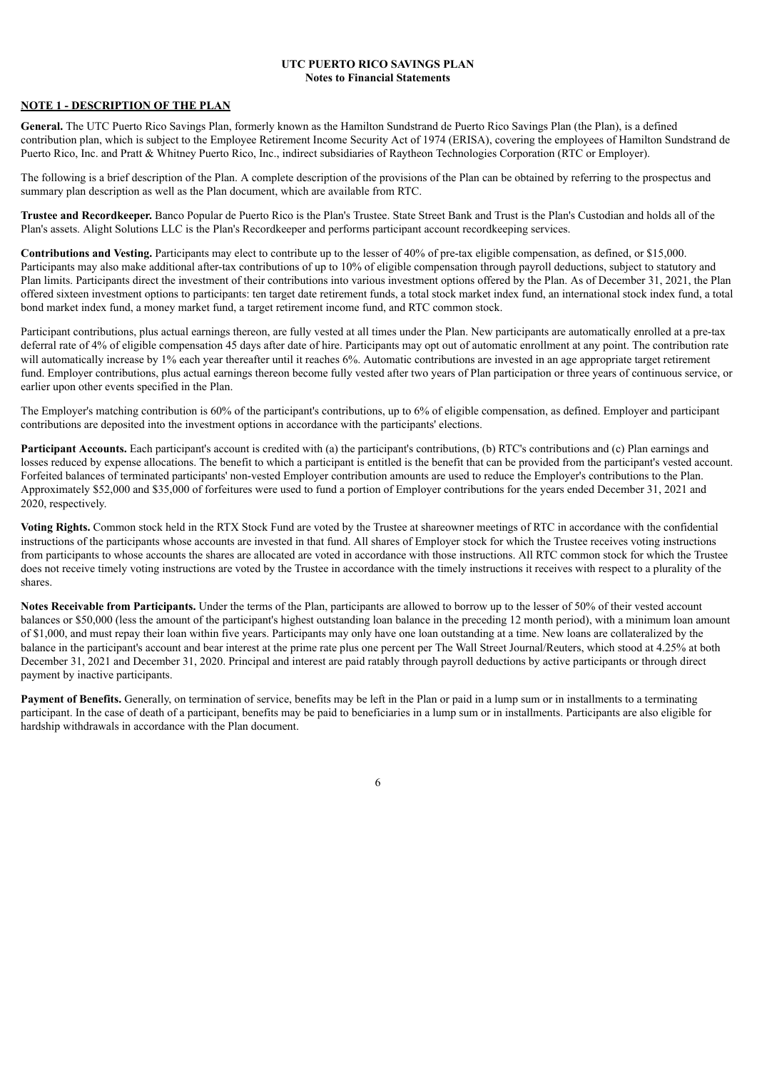# UTC PUERTO RICO SAVINGS PLAN
## Notes to Financial Statements

### NOTE 1 - DESCRIPTION OF THE PLAN

**General.** The UTC Puerto Rico Savings Plan, formerly known as the Hamilton Sundstrand de Puerto Rico Savings Plan (the Plan), is a defined contribution plan, which is subject to the Employee Retirement Income Security Act of 1974 (ERISA), covering the employees of Hamilton Sundstrand de Puerto Rico, Inc. and Pratt & Whitney Puerto Rico, Inc., indirect subsidiaries of Raytheon Technologies Corporation (RTC or Employer).

The following is a brief description of the Plan. A complete description of the provisions of the Plan can be obtained by referring to the prospectus and summary plan description as well as the Plan document, which are available from RTC.

**Trustee and Recordkeeper.** Banco Popular de Puerto Rico is the Plan's Trustee. State Street Bank and Trust is the Plan's Custodian and holds all of the Plan's assets. Alight Solutions LLC is the Plan's Recordkeeper and performs participant account recordkeeping services.

**Contributions and Vesting.** Participants may elect to contribute up to the lesser of 40% of pre-tax eligible compensation, as defined, or $15,000. Participants may also make additional after-tax contributions of up to 10% of eligible compensation through payroll deductions, subject to statutory and Plan limits. Participants direct the investment of their contributions into various investment options offered by the Plan. As of December 31, 2021, the Plan offered sixteen investment options to participants: ten target date retirement funds, a total stock market index fund, an international stock index fund, a total bond market index fund, a money market fund, a target retirement income fund, and RTC common stock.

Participant contributions, plus actual earnings thereon, are fully vested at all times under the Plan. New participants are automatically enrolled at a pre-tax deferral rate of 4% of eligible compensation 45 days after date of hire. Participants may opt out of automatic enrollment at any point. The contribution rate will automatically increase by 1% each year thereafter until it reaches 6%. Automatic contributions are invested in an age appropriate target retirement fund. Employer contributions, plus actual earnings thereon become fully vested after two years of Plan participation or three years of continuous service, or earlier upon other events specified in the Plan.

The Employer's matching contribution is 60% of the participant's contributions, up to 6% of eligible compensation, as defined. Employer and participant contributions are deposited into the investment options in accordance with the participants' elections.

**Participant Accounts.** Each participant's account is credited with (a) the participant's contributions, (b) RTC's contributions and (c) Plan earnings and losses reduced by expense allocations. The benefit to which a participant is entitled is the benefit that can be provided from the participant's vested account. Forfeited balances of terminated participants' non-vested Employer contribution amounts are used to reduce the Employer's contributions to the Plan. Approximately $52,000 and $35,000 of forfeitures were used to fund a portion of Employer contributions for the years ended December 31, 2021 and 2020, respectively.

**Voting Rights.** Common stock held in the RTX Stock Fund are voted by the Trustee at shareowner meetings of RTC in accordance with the confidential instructions of the participants whose accounts are invested in that fund. All shares of Employer stock for which the Trustee receives voting instructions from participants to whose accounts the shares are allocated are voted in accordance with those instructions. All RTC common stock for which the Trustee does not receive timely voting instructions are voted by the Trustee in accordance with the timely instructions it receives with respect to a plurality of the shares.

**Notes Receivable from Participants.** Under the terms of the Plan, participants are allowed to borrow up to the lesser of 50% of their vested account balances or $50,000 (less the amount of the participant's highest outstanding loan balance in the preceding 12 month period), with a minimum loan amount of $1,000, and must repay their loan within five years. Participants may only have one loan outstanding at a time. New loans are collateralized by the balance in the participant's account and bear interest at the prime rate plus one percent per The Wall Street Journal/Reuters, which stood at 4.25% at both December 31, 2021 and December 31, 2020. Principal and interest are paid ratably through payroll deductions by active participants or through direct payment by inactive participants.

**Payment of Benefits.** Generally, on termination of service, benefits may be left in the Plan or paid in a lump sum or in installments to a terminating participant. In the case of death of a participant, benefits may be paid to beneficiaries in a lump sum or in installments. Participants are also eligible for hardship withdrawals in accordance with the Plan document.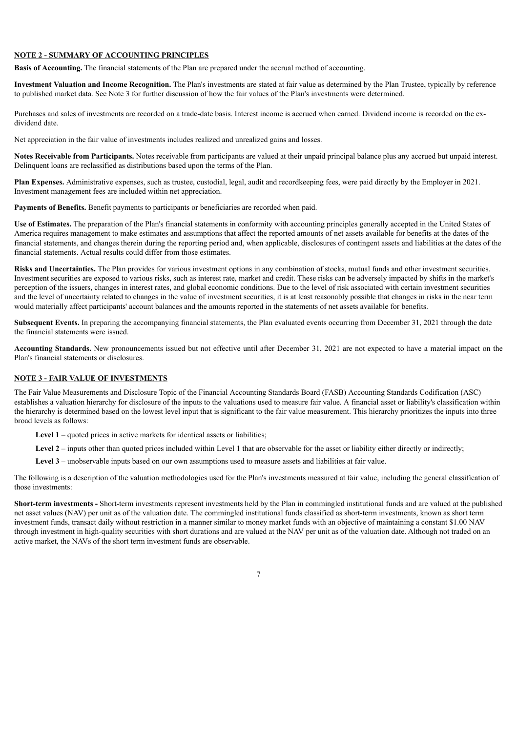## NOTE 2 - SUMMARY OF ACCOUNTING PRINCIPLES

**Basis of Accounting.** The financial statements of the Plan are prepared under the accrual method of accounting.

**Investment Valuation and Income Recognition.** The Plan's investments are stated at fair value as determined by the Plan Trustee, typically by reference to published market data. See Note 3 for further discussion of how the fair values of the Plan's investments were determined.

Purchases and sales of investments are recorded on a trade-date basis. Interest income is accrued when earned. Dividend income is recorded on the ex-dividend date.

Net appreciation in the fair value of investments includes realized and unrealized gains and losses.

**Notes Receivable from Participants.** Notes receivable from participants are valued at their unpaid principal balance plus any accrued but unpaid interest. Delinquent loans are reclassified as distributions based upon the terms of the Plan.

**Plan Expenses.** Administrative expenses, such as trustee, custodial, legal, audit and recordkeeping fees, were paid directly by the Employer in 2021. Investment management fees are included within net appreciation.

**Payments of Benefits.** Benefit payments to participants or beneficiaries are recorded when paid.

**Use of Estimates.** The preparation of the Plan's financial statements in conformity with accounting principles generally accepted in the United States of America requires management to make estimates and assumptions that affect the reported amounts of net assets available for benefits at the dates of the financial statements, and changes therein during the reporting period and, when applicable, disclosures of contingent assets and liabilities at the dates of the financial statements. Actual results could differ from those estimates.

**Risks and Uncertainties.** The Plan provides for various investment options in any combination of stocks, mutual funds and other investment securities. Investment securities are exposed to various risks, such as interest rate, market and credit. These risks can be adversely impacted by shifts in the market's perception of the issuers, changes in interest rates, and global economic conditions. Due to the level of risk associated with certain investment securities and the level of uncertainty related to changes in the value of investment securities, it is at least reasonably possible that changes in risks in the near term would materially affect participants' account balances and the amounts reported in the statements of net assets available for benefits.

**Subsequent Events.** In preparing the accompanying financial statements, the Plan evaluated events occurring from December 31, 2021 through the date the financial statements were issued.

**Accounting Standards.** New pronouncements issued but not effective until after December 31, 2021 are not expected to have a material impact on the Plan's financial statements or disclosures.

## NOTE 3 - FAIR VALUE OF INVESTMENTS

The Fair Value Measurements and Disclosure Topic of the Financial Accounting Standards Board (FASB) Accounting Standards Codification (ASC) establishes a valuation hierarchy for disclosure of the inputs to the valuations used to measure fair value. A financial asset or liability's classification within the hierarchy is determined based on the lowest level input that is significant to the fair value measurement. This hierarchy prioritizes the inputs into three broad levels as follows:

**Level 1** – quoted prices in active markets for identical assets or liabilities;

**Level 2** – inputs other than quoted prices included within Level 1 that are observable for the asset or liability either directly or indirectly;

**Level 3** – unobservable inputs based on our own assumptions used to measure assets and liabilities at fair value.

The following is a description of the valuation methodologies used for the Plan's investments measured at fair value, including the general classification of those investments:

**Short-term investments -** Short-term investments represent investments held by the Plan in commingled institutional funds and are valued at the published net asset values (NAV) per unit as of the valuation date. The commingled institutional funds classified as short-term investments, known as short term investment funds, transact daily without restriction in a manner similar to money market funds with an objective of maintaining a constant $1.00 NAV through investment in high-quality securities with short durations and are valued at the NAV per unit as of the valuation date. Although not traded on an active market, the NAVs of the short term investment funds are observable.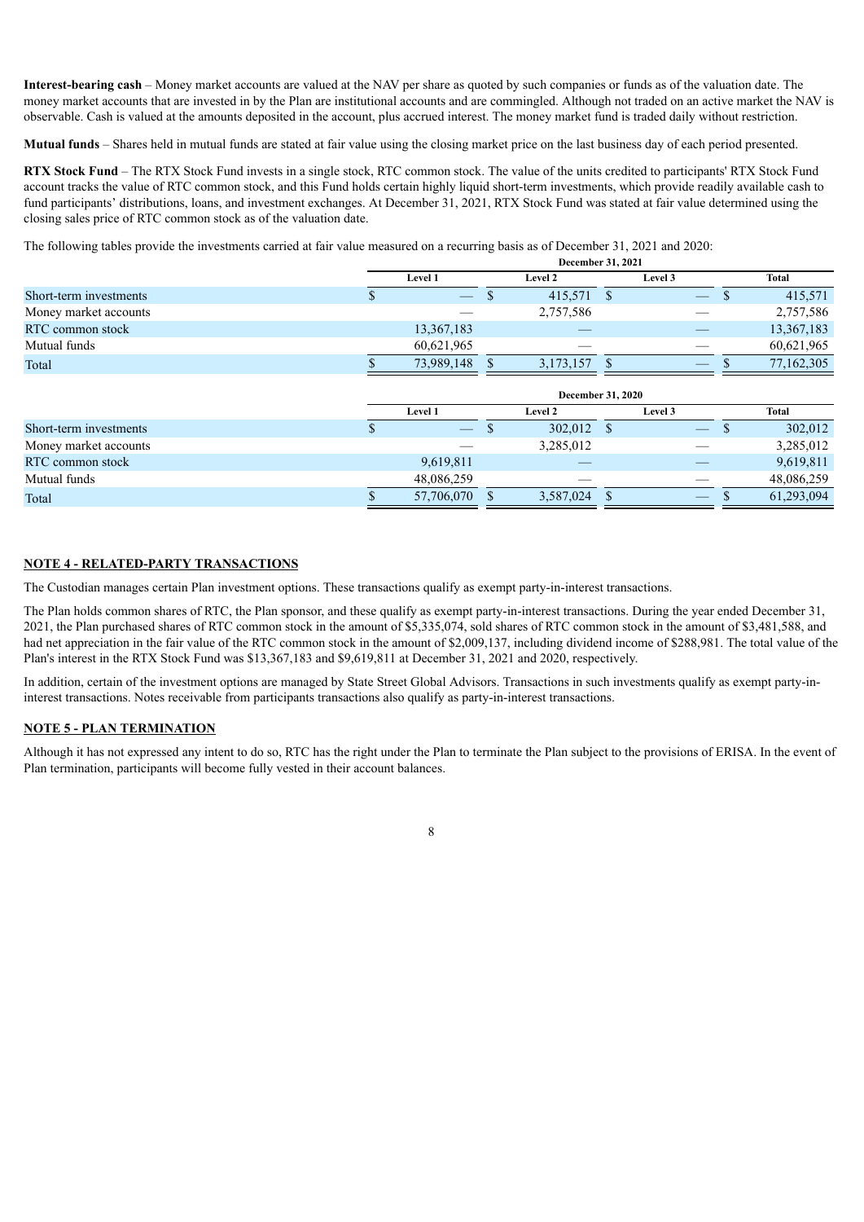**Interest-bearing cash** – Money market accounts are valued at the NAV per share as quoted by such companies or funds as of the valuation date. The money market accounts that are invested in by the Plan are institutional accounts and are commingled. Although not traded on an active market the NAV is observable. Cash is valued at the amounts deposited in the account, plus accrued interest. The money market fund is traded daily without restriction.

**Mutual funds** – Shares held in mutual funds are stated at fair value using the closing market price on the last business day of each period presented.

**RTX Stock Fund** – The RTX Stock Fund invests in a single stock, RTC common stock. The value of the units credited to participants' RTX Stock Fund account tracks the value of RTC common stock, and this Fund holds certain highly liquid short-term investments, which provide readily available cash to fund participants' distributions, loans, and investment exchanges. At December 31, 2021, RTX Stock Fund was stated at fair value determined using the closing sales price of RTC common stock as of the valuation date.

The following tables provide the investments carried at fair value measured on a recurring basis as of December 31, 2021 and 2020:

| | December 31, 2021 | | | |
|---|---|---|---|---|
| | Level 1 | Level 2 | Level 3 | Total |
| Short-term investments | $ — | $ 415,571 | $ — | $ 415,571 |
| Money market accounts | — | 2,757,586 | — | 2,757,586 |
| RTC common stock | 13,367,183 | — | — | 13,367,183 |
| Mutual funds | 60,621,965 | — | — | 60,621,965 |
| Total | $ 73,989,148 | $ 3,173,157 | $ — | $ 77,162,305 |

| | December 31, 2020 | | | |
|---|---|---|---|---|
| | Level 1 | Level 2 | Level 3 | Total |
| Short-term investments | $ — | $ 302,012 | $ — | $ 302,012 |
| Money market accounts | — | 3,285,012 | — | 3,285,012 |
| RTC common stock | 9,619,811 | — | — | 9,619,811 |
| Mutual funds | 48,086,259 | — | — | 48,086,259 |
| Total | $ 57,706,070 | $ 3,587,024 | $ — | $ 61,293,094 |

## NOTE 4 - RELATED-PARTY TRANSACTIONS

The Custodian manages certain Plan investment options. These transactions qualify as exempt party-in-interest transactions.

The Plan holds common shares of RTC, the Plan sponsor, and these qualify as exempt party-in-interest transactions. During the year ended December 31, 2021, the Plan purchased shares of RTC common stock in the amount of $5,335,074, sold shares of RTC common stock in the amount of $3,481,588, and had net appreciation in the fair value of the RTC common stock in the amount of $2,009,137, including dividend income of $288,981. The total value of the Plan's interest in the RTX Stock Fund was $13,367,183 and $9,619,811 at December 31, 2021 and 2020, respectively.

In addition, certain of the investment options are managed by State Street Global Advisors. Transactions in such investments qualify as exempt party-in-interest transactions. Notes receivable from participants transactions also qualify as party-in-interest transactions.

## NOTE 5 - PLAN TERMINATION

Although it has not expressed any intent to do so, RTC has the right under the Plan to terminate the Plan subject to the provisions of ERISA. In the event of Plan termination, participants will become fully vested in their account balances.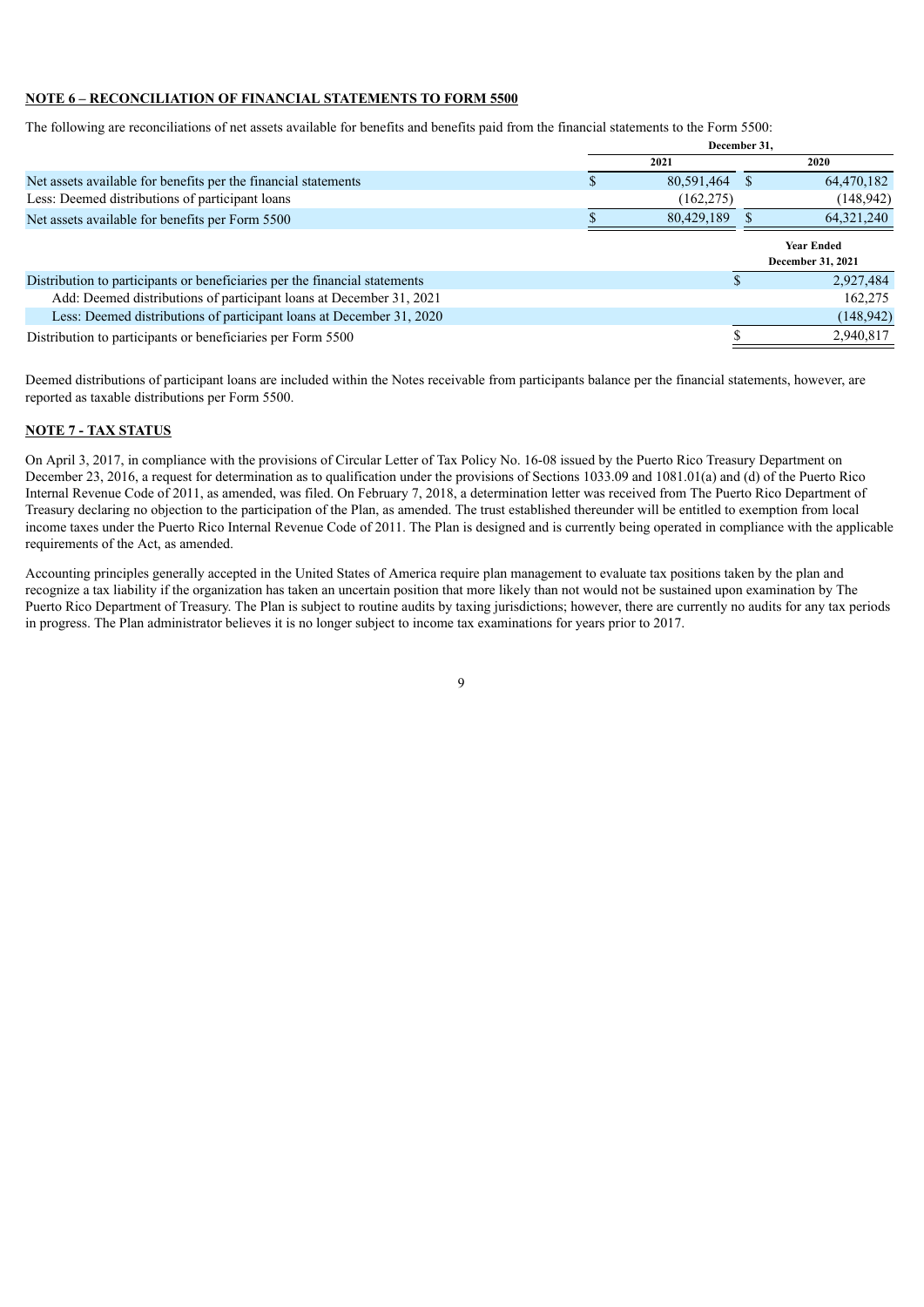**NOTE 6 – RECONCILIATION OF FINANCIAL STATEMENTS TO FORM 5500**

The following are reconciliations of net assets available for benefits and benefits paid from the financial statements to the Form 5500:

| | December 31, | |
|---|---|---|
| | 2021 | 2020 |
| Net assets available for benefits per the financial statements | $ 80,591,464 | $ 64,470,182 |
| Less: Deemed distributions of participant loans | (162,275) | (148,942) |
| Net assets available for benefits per Form 5500 | $ 80,429,189 | $ 64,321,240 |

| | Year Ended December 31, 2021 |
|---|---|
| Distribution to participants or beneficiaries per the financial statements | $ 2,927,484 |
| Add: Deemed distributions of participant loans at December 31, 2021 | 162,275 |
| Less: Deemed distributions of participant loans at December 31, 2020 | (148,942) |
| Distribution to participants or beneficiaries per Form 5500 | $ 2,940,817 |

Deemed distributions of participant loans are included within the Notes receivable from participants balance per the financial statements, however, are reported as taxable distributions per Form 5500.

**NOTE 7 - TAX STATUS**

On April 3, 2017, in compliance with the provisions of Circular Letter of Tax Policy No. 16-08 issued by the Puerto Rico Treasury Department on December 23, 2016, a request for determination as to qualification under the provisions of Sections 1033.09 and 1081.01(a) and (d) of the Puerto Rico Internal Revenue Code of 2011, as amended, was filed. On February 7, 2018, a determination letter was received from The Puerto Rico Department of Treasury declaring no objection to the participation of the Plan, as amended. The trust established thereunder will be entitled to exemption from local income taxes under the Puerto Rico Internal Revenue Code of 2011. The Plan is designed and is currently being operated in compliance with the applicable requirements of the Act, as amended.

Accounting principles generally accepted in the United States of America require plan management to evaluate tax positions taken by the plan and recognize a tax liability if the organization has taken an uncertain position that more likely than not would not be sustained upon examination by The Puerto Rico Department of Treasury. The Plan is subject to routine audits by taxing jurisdictions; however, there are currently no audits for any tax periods in progress. The Plan administrator believes it is no longer subject to income tax examinations for years prior to 2017.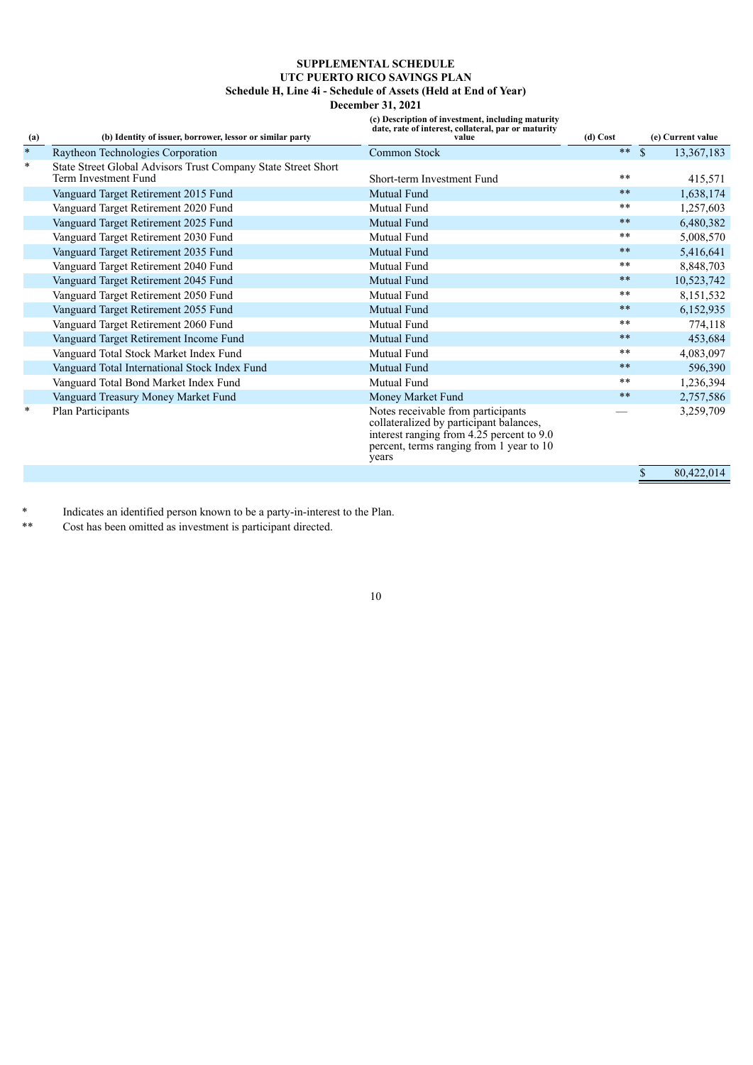**SUPPLEMENTAL SCHEDULE**
**UTC PUERTO RICO SAVINGS PLAN**
**Schedule H, Line 4i - Schedule of Assets (Held at End of Year)**
**December 31, 2021**

| (a) | (b) Identity of issuer, borrower, lessor or similar party | (c) Description of investment, including maturity date, rate of interest, collateral, par or maturity value | (d) Cost | (e) Current value |
|---|---|---|---|---|
| * | Raytheon Technologies Corporation | Common Stock | ** | $ 13,367,183 |
| * | State Street Global Advisors Trust Company State Street Short Term Investment Fund | Short-term Investment Fund | ** | 415,571 |
| | Vanguard Target Retirement 2015 Fund | Mutual Fund | ** | 1,638,174 |
| | Vanguard Target Retirement 2020 Fund | Mutual Fund | ** | 1,257,603 |
| | Vanguard Target Retirement 2025 Fund | Mutual Fund | ** | 6,480,382 |
| | Vanguard Target Retirement 2030 Fund | Mutual Fund | ** | 5,008,570 |
| | Vanguard Target Retirement 2035 Fund | Mutual Fund | ** | 5,416,641 |
| | Vanguard Target Retirement 2040 Fund | Mutual Fund | ** | 8,848,703 |
| | Vanguard Target Retirement 2045 Fund | Mutual Fund | ** | 10,523,742 |
| | Vanguard Target Retirement 2050 Fund | Mutual Fund | ** | 8,151,532 |
| | Vanguard Target Retirement 2055 Fund | Mutual Fund | ** | 6,152,935 |
| | Vanguard Target Retirement 2060 Fund | Mutual Fund | ** | 774,118 |
| | Vanguard Target Retirement Income Fund | Mutual Fund | ** | 453,684 |
| | Vanguard Total Stock Market Index Fund | Mutual Fund | ** | 4,083,097 |
| | Vanguard Total International Stock Index Fund | Mutual Fund | ** | 596,390 |
| | Vanguard Total Bond Market Index Fund | Mutual Fund | ** | 1,236,394 |
| | Vanguard Treasury Money Market Fund | Money Market Fund | ** | 2,757,586 |
| * | Plan Participants | Notes receivable from participants collateralized by participant balances, interest ranging from 4.25 percent to 9.0 percent, terms ranging from 1 year to 10 years | — | 3,259,709 |
| | | | | $ 80,422,014 |

\* Indicates an identified person known to be a party-in-interest to the Plan.

\*\* Cost has been omitted as investment is participant directed.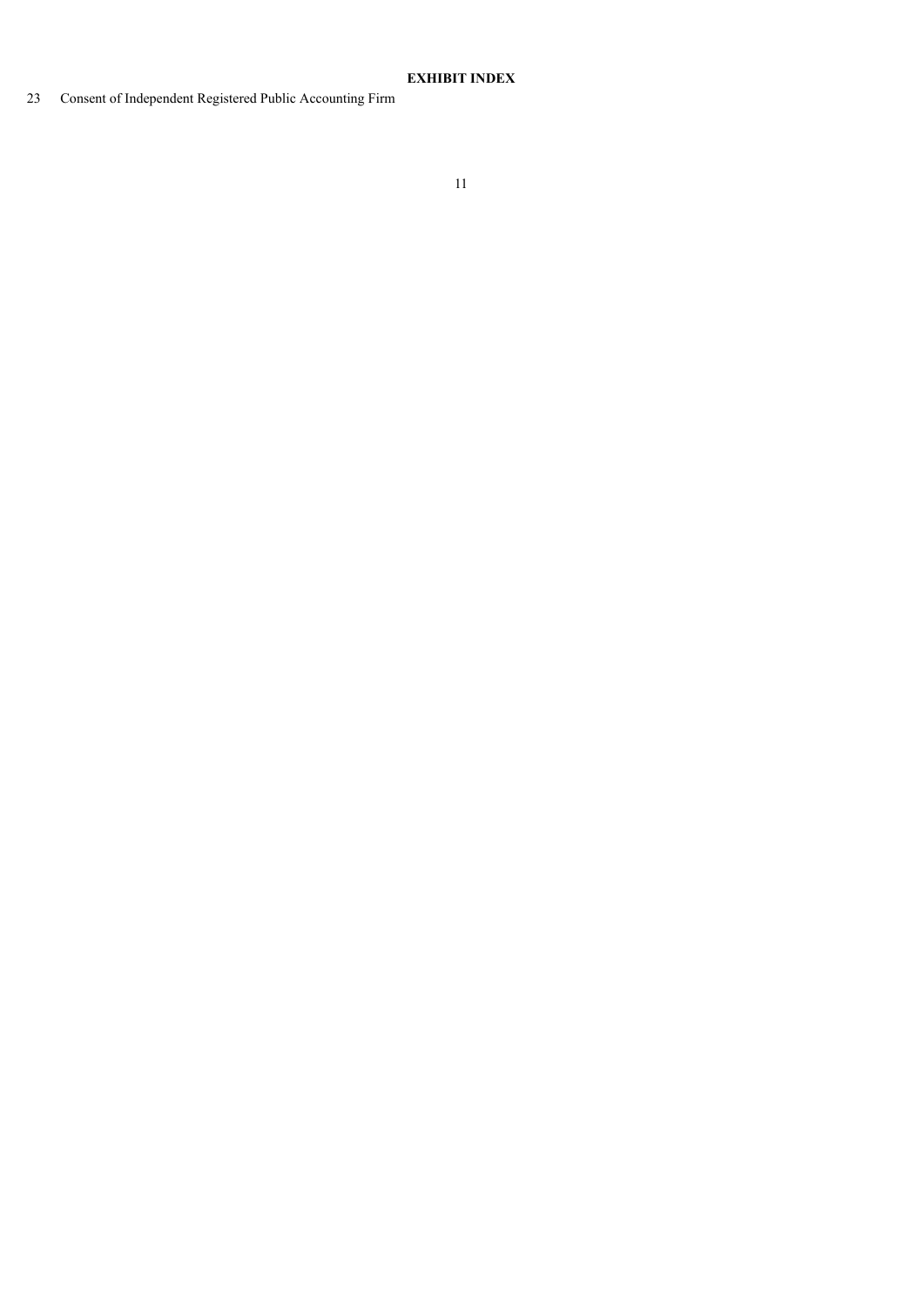**EXHIBIT INDEX**

23 Consent of Independent Registered Public Accounting Firm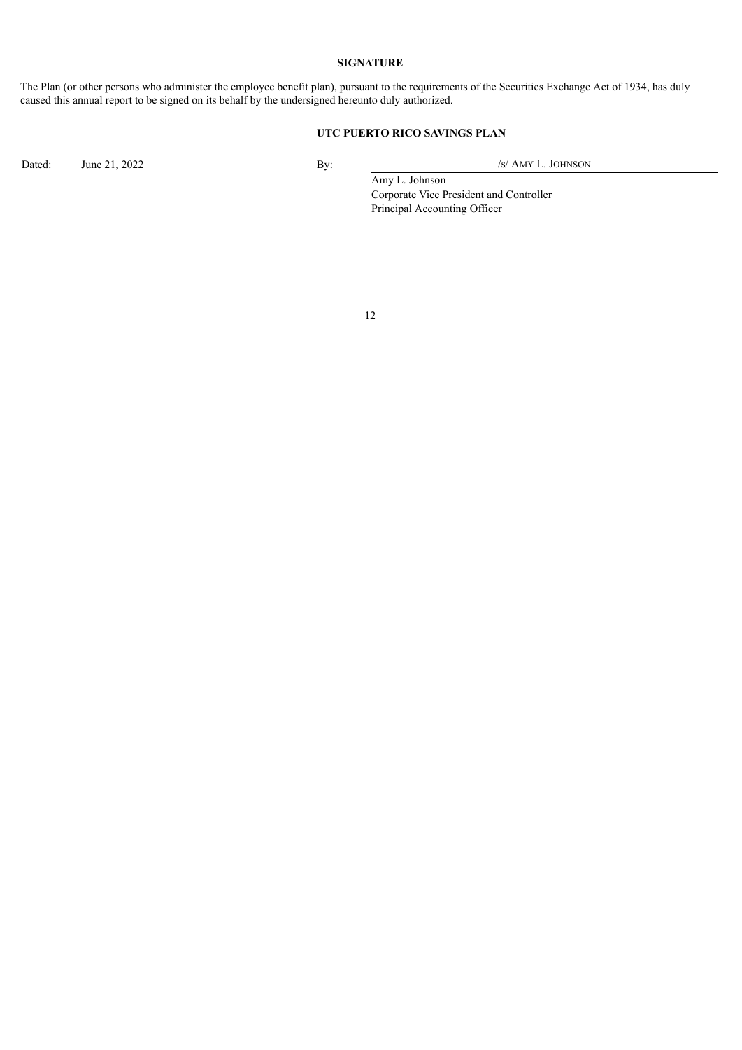**SIGNATURE**

The Plan (or other persons who administer the employee benefit plan), pursuant to the requirements of the Securities Exchange Act of 1934, has duly caused this annual report to be signed on its behalf by the undersigned hereunto duly authorized.

**UTC PUERTO RICO SAVINGS PLAN**

Dated: June 21, 2022

By: /s/ AMY L. JOHNSON

Amy L. Johnson
Corporate Vice President and Controller
Principal Accounting Officer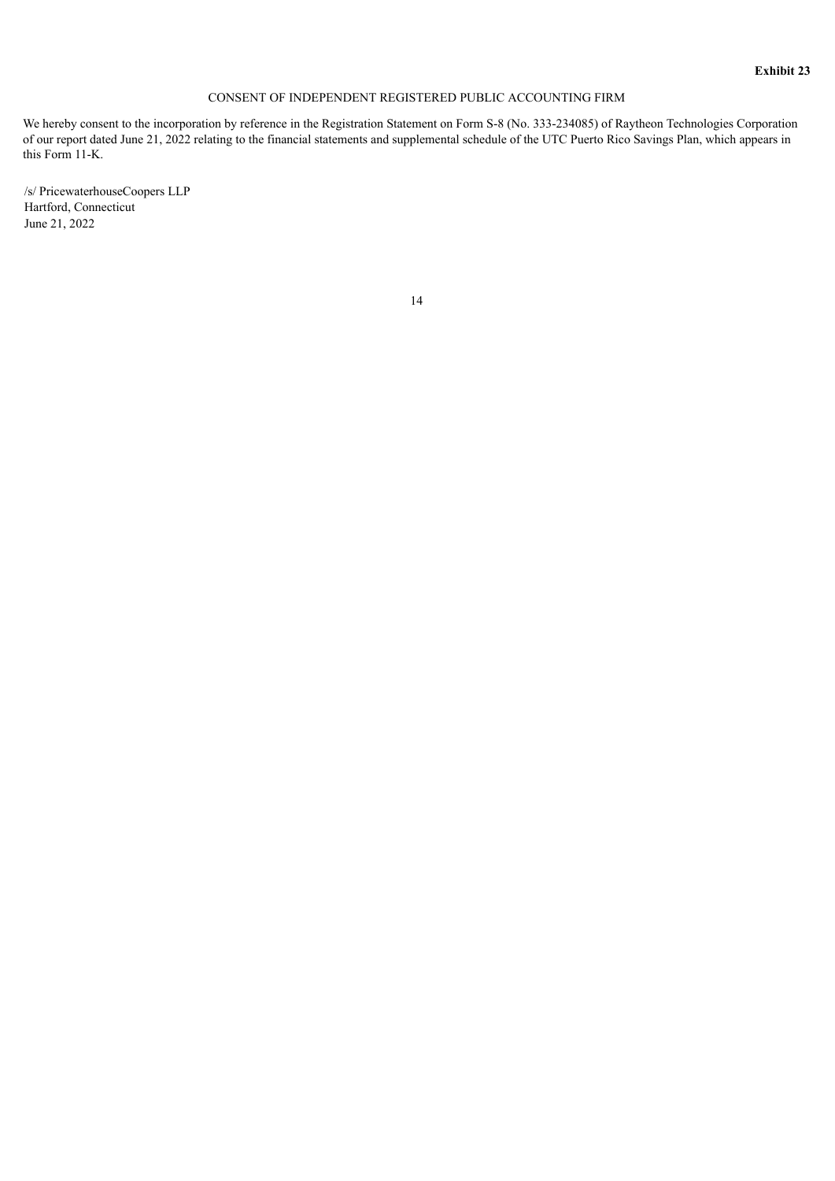**Exhibit 23**

CONSENT OF INDEPENDENT REGISTERED PUBLIC ACCOUNTING FIRM

We hereby consent to the incorporation by reference in the Registration Statement on Form S-8 (No. 333-234085) of Raytheon Technologies Corporation of our report dated June 21, 2022 relating to the financial statements and supplemental schedule of the UTC Puerto Rico Savings Plan, which appears in this Form 11-K.

/s/ PricewaterhouseCoopers LLP
Hartford, Connecticut
June 21, 2022